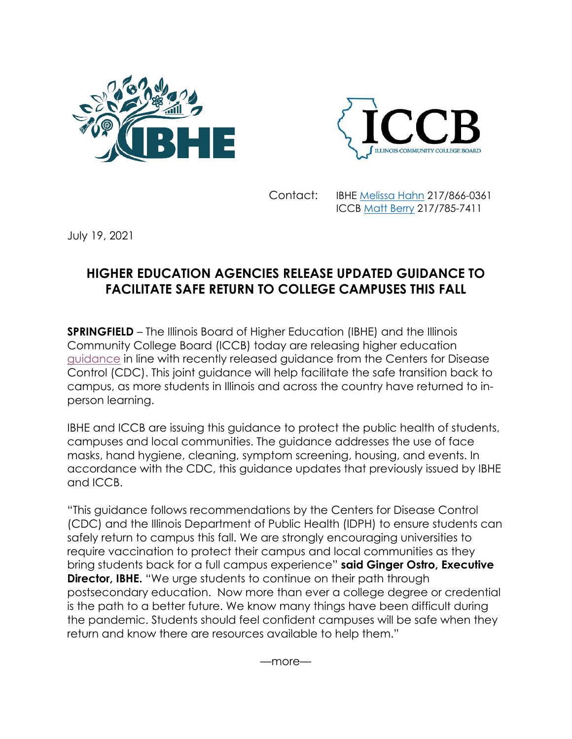Contact: IBHE Melissa Hahn 217/866-0361
ICCB Matt Berry 217/785-7411

July 19, 2021

# HIGHER EDUCATION AGENCIES RELEASE UPDATED GUIDANCE TO FACILITATE SAFE RETURN TO COLLEGE CAMPUSES THIS FALL

**SPRINGFIELD** – The Illinois Board of Higher Education (IBHE) and the Illinois Community College Board (ICCB) today are releasing higher education guidance in line with recently released guidance from the Centers for Disease Control (CDC). This joint guidance will help facilitate the safe transition back to campus, as more students in Illinois and across the country have returned to in-person learning.

IBHE and ICCB are issuing this guidance to protect the public health of students, campuses and local communities. The guidance addresses the use of face masks, hand hygiene, cleaning, symptom screening, housing, and events. In accordance with the CDC, this guidance updates that previously issued by IBHE and ICCB.

"This guidance follows recommendations by the Centers for Disease Control (CDC) and the Illinois Department of Public Health (IDPH) to ensure students can safely return to campus this fall. We are strongly encouraging universities to require vaccination to protect their campus and local communities as they bring students back for a full campus experience" **said Ginger Ostro, Executive Director, IBHE.** "We urge students to continue on their path through postsecondary education. Now more than ever a college degree or credential is the path to a better future. We know many things have been difficult during the pandemic. Students should feel confident campuses will be safe when they return and know there are resources available to help them."

—more—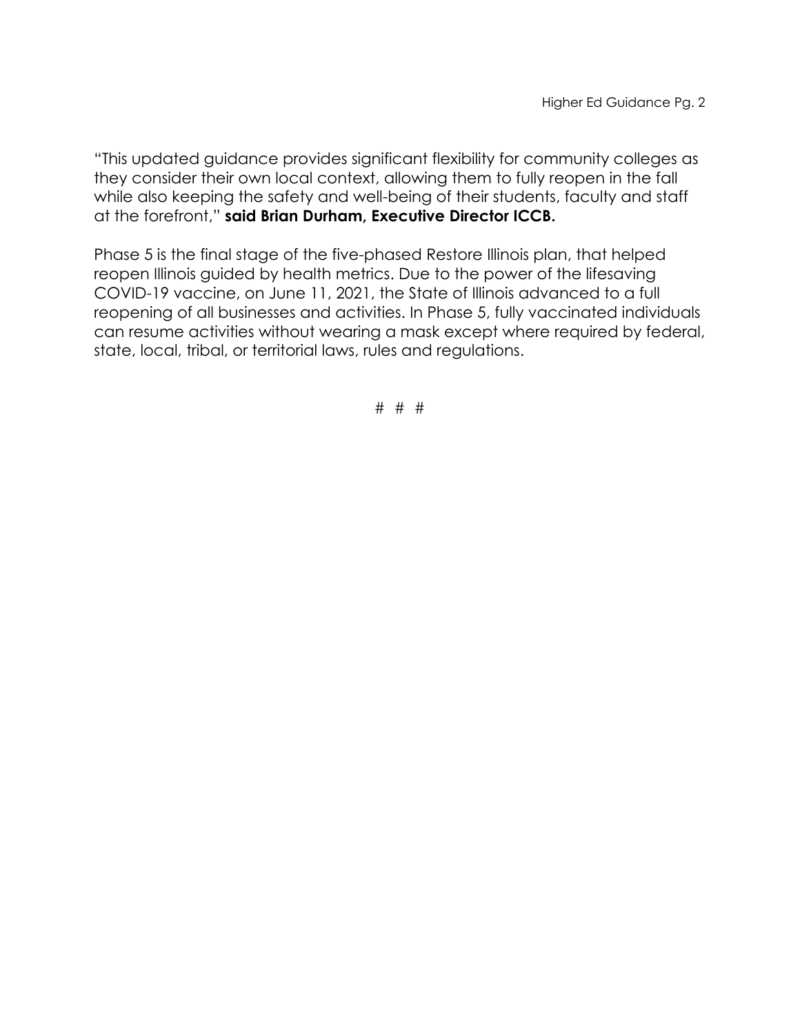"This updated guidance provides significant flexibility for community colleges as they consider their own local context, allowing them to fully reopen in the fall while also keeping the safety and well-being of their students, faculty and staff at the forefront," **said Brian Durham, Executive Director ICCB.**

Phase 5 is the final stage of the five-phased Restore Illinois plan, that helped reopen Illinois guided by health metrics. Due to the power of the lifesaving COVID-19 vaccine, on June 11, 2021, the State of Illinois advanced to a full reopening of all businesses and activities. In Phase 5, fully vaccinated individuals can resume activities without wearing a mask except where required by federal, state, local, tribal, or territorial laws, rules and regulations.

# # #